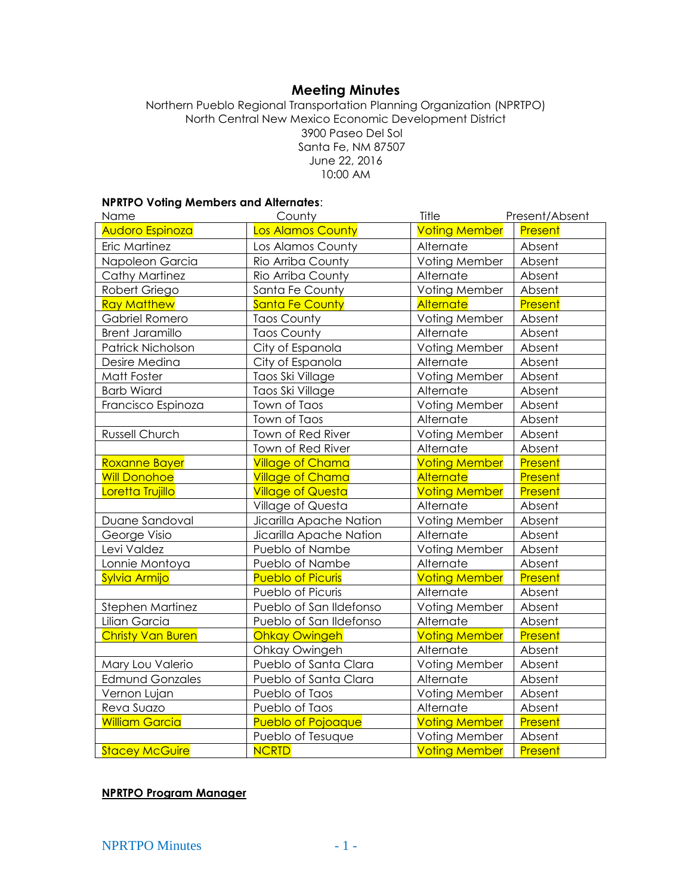# Meeting Minutes

Northern Pueblo Regional Transportation Planning Organization (NPRTPO)
North Central New Mexico Economic Development District
3900 Paseo Del Sol
Santa Fe, NM 87507
June 22, 2016
10:00 AM

**NPRTPO Voting Members and Alternates**:

| Name | County | Title | Present/Absent |
|---|---|---|---|
| Audoro Espinoza | Los Alamos County | Voting Member | Present |
| Eric Martinez | Los Alamos County | Alternate | Absent |
| Napoleon Garcia | Rio Arriba County | Voting Member | Absent |
| Cathy Martinez | Rio Arriba County | Alternate | Absent |
| Robert Griego | Santa Fe County | Voting Member | Absent |
| Ray Matthew | Santa Fe County | Alternate | Present |
| Gabriel Romero | Taos County | Voting Member | Absent |
| Brent Jaramillo | Taos County | Alternate | Absent |
| Patrick Nicholson | City of Espanola | Voting Member | Absent |
| Desire Medina | City of Espanola | Alternate | Absent |
| Matt Foster | Taos Ski Village | Voting Member | Absent |
| Barb Wiard | Taos Ski Village | Alternate | Absent |
| Francisco Espinoza | Town of Taos | Voting Member | Absent |
| | Town of Taos | Alternate | Absent |
| Russell Church | Town of Red River | Voting Member | Absent |
| | Town of Red River | Alternate | Absent |
| Roxanne Bayer | Village of Chama | Voting Member | Present |
| Will Donohoe | Village of Chama | Alternate | Present |
| Loretta Trujillo | Village of Questa | Voting Member | Present |
| | Village of Questa | Alternate | Absent |
| Duane Sandoval | Jicarilla Apache Nation | Voting Member | Absent |
| George Visio | Jicarilla Apache Nation | Alternate | Absent |
| Levi Valdez | Pueblo of Nambe | Voting Member | Absent |
| Lonnie Montoya | Pueblo of Nambe | Alternate | Absent |
| Sylvia Armijo | Pueblo of Picuris | Voting Member | Present |
| | Pueblo of Picuris | Alternate | Absent |
| Stephen Martinez | Pueblo of San Ildefonso | Voting Member | Absent |
| Lilian Garcia | Pueblo of San Ildefonso | Alternate | Absent |
| Christy Van Buren | Ohkay Owingeh | Voting Member | Present |
| | Ohkay Owingeh | Alternate | Absent |
| Mary Lou Valerio | Pueblo of Santa Clara | Voting Member | Absent |
| Edmund Gonzales | Pueblo of Santa Clara | Alternate | Absent |
| Vernon Lujan | Pueblo of Taos | Voting Member | Absent |
| Reva Suazo | Pueblo of Taos | Alternate | Absent |
| William Garcia | Pueblo of Pojoaque | Voting Member | Present |
| | Pueblo of Tesuque | Voting Member | Absent |
| Stacey McGuire | NCRTD | Voting Member | Present |

**NPRTPO Program Manager**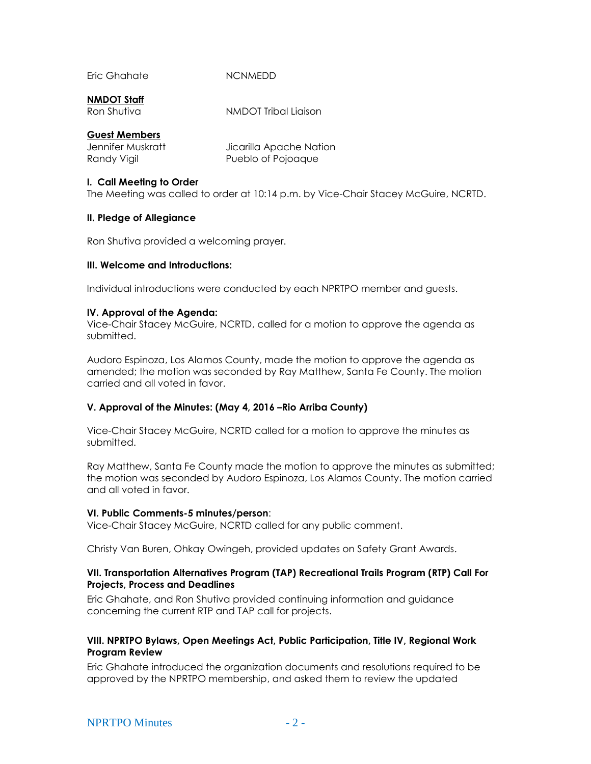Eric Ghahate NCNMEDD

**NMDOT Staff**

Ron Shutiva NMDOT Tribal Liaison

**Guest Members**

Jennifer Muskratt Jicarilla Apache Nation
Randy Vigil Pueblo of Pojoaque

**I. Call Meeting to Order**

The Meeting was called to order at 10:14 p.m. by Vice-Chair Stacey McGuire, NCRTD.

**II. Pledge of Allegiance**

Ron Shutiva provided a welcoming prayer.

**III. Welcome and Introductions:**

Individual introductions were conducted by each NPRTPO member and guests.

**IV. Approval of the Agenda:**

Vice-Chair Stacey McGuire, NCRTD, called for a motion to approve the agenda as submitted.

Audoro Espinoza, Los Alamos County, made the motion to approve the agenda as amended; the motion was seconded by Ray Matthew, Santa Fe County. The motion carried and all voted in favor.

**V. Approval of the Minutes: (May 4, 2016 –Rio Arriba County)**

Vice-Chair Stacey McGuire, NCRTD called for a motion to approve the minutes as submitted.

Ray Matthew, Santa Fe County made the motion to approve the minutes as submitted; the motion was seconded by Audoro Espinoza, Los Alamos County. The motion carried and all voted in favor.

**VI. Public Comments-5 minutes/person**:

Vice-Chair Stacey McGuire, NCRTD called for any public comment.

Christy Van Buren, Ohkay Owingeh, provided updates on Safety Grant Awards.

**VII. Transportation Alternatives Program (TAP) Recreational Trails Program (RTP) Call For Projects, Process and Deadlines**

Eric Ghahate, and Ron Shutiva provided continuing information and guidance concerning the current RTP and TAP call for projects.

**VIII. NPRTPO Bylaws, Open Meetings Act, Public Participation, Title IV, Regional Work Program Review**

Eric Ghahate introduced the organization documents and resolutions required to be approved by the NPRTPO membership, and asked them to review the updated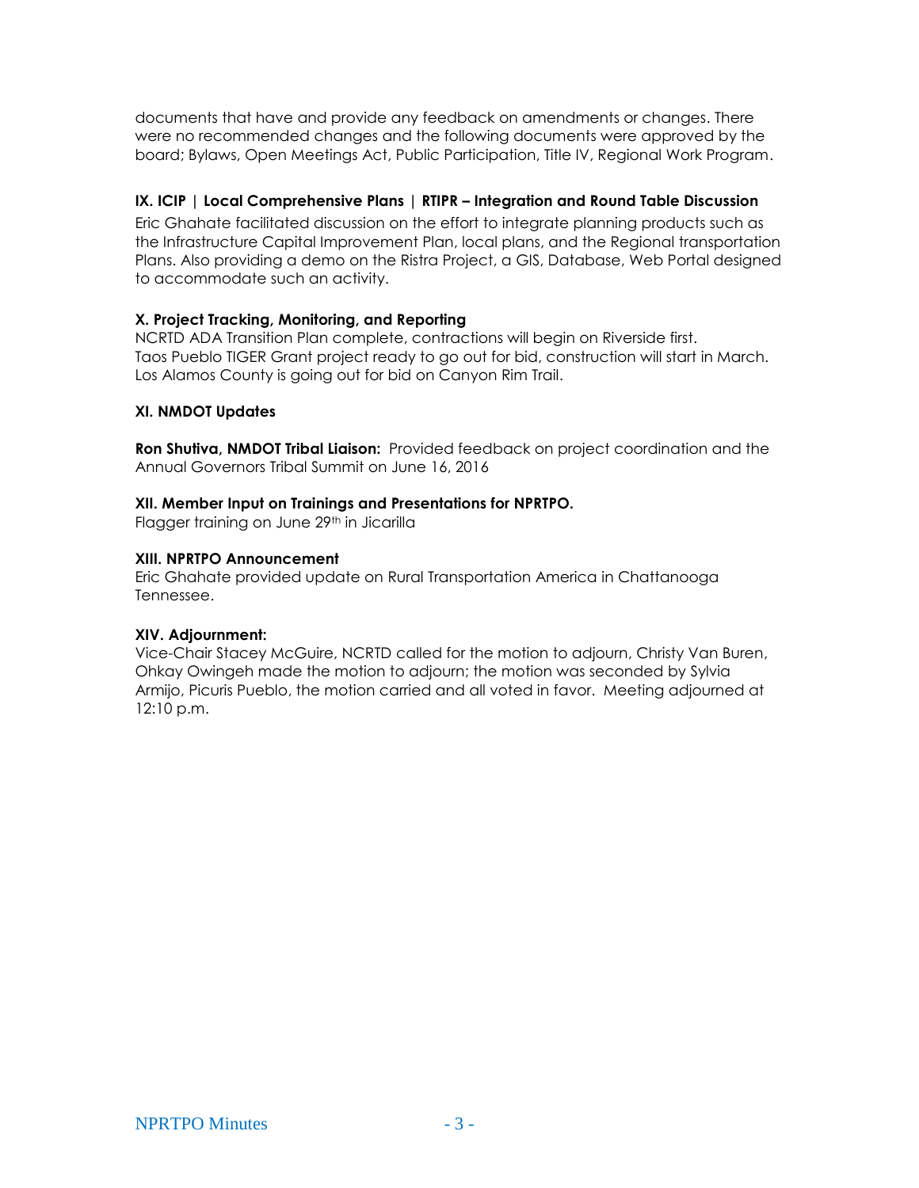documents that have and provide any feedback on amendments or changes. There were no recommended changes and the following documents were approved by the board; Bylaws, Open Meetings Act, Public Participation, Title IV, Regional Work Program.

**IX. ICIP | Local Comprehensive Plans | RTIPR – Integration and Round Table Discussion**

Eric Ghahate facilitated discussion on the effort to integrate planning products such as the Infrastructure Capital Improvement Plan, local plans, and the Regional transportation Plans. Also providing a demo on the Ristra Project, a GIS, Database, Web Portal designed to accommodate such an activity.

**X. Project Tracking, Monitoring, and Reporting**

NCRTD ADA Transition Plan complete, contractions will begin on Riverside first.
Taos Pueblo TIGER Grant project ready to go out for bid, construction will start in March.
Los Alamos County is going out for bid on Canyon Rim Trail.

**XI. NMDOT Updates**

**Ron Shutiva, NMDOT Tribal Liaison:** Provided feedback on project coordination and the Annual Governors Tribal Summit on June 16, 2016

**XII. Member Input on Trainings and Presentations for NPRTPO.**

Flagger training on June 29th in Jicarilla

**XIII. NPRTPO Announcement**

Eric Ghahate provided update on Rural Transportation America in Chattanooga Tennessee.

**XIV. Adjournment:**

Vice-Chair Stacey McGuire, NCRTD called for the motion to adjourn, Christy Van Buren, Ohkay Owingeh made the motion to adjourn; the motion was seconded by Sylvia Armijo, Picuris Pueblo, the motion carried and all voted in favor. Meeting adjourned at 12:10 p.m.